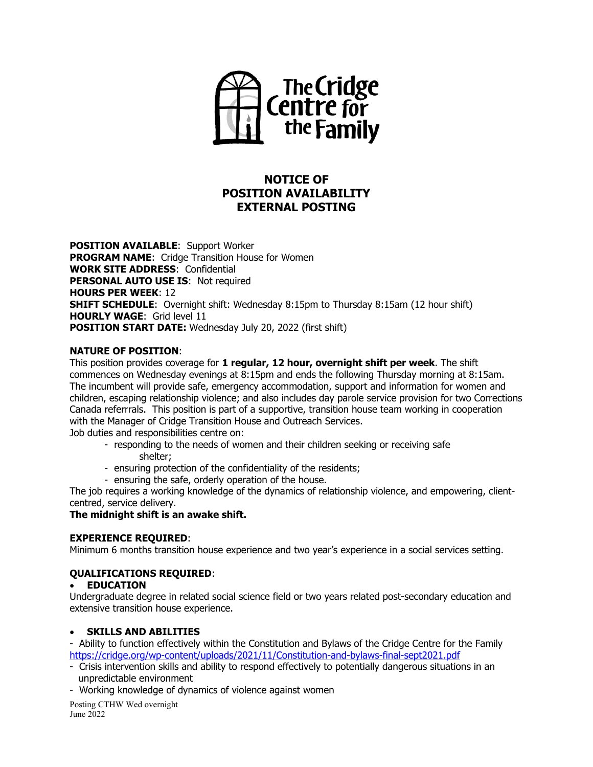The Cridge Centre for the Family

# NOTICE OF POSITION AVAILABILITY EXTERNAL POSTING

**POSITION AVAILABLE**: Support Worker
**PROGRAM NAME**: Cridge Transition House for Women
**WORK SITE ADDRESS**: Confidential
**PERSONAL AUTO USE IS**: Not required
**HOURS PER WEEK**: 12
**SHIFT SCHEDULE**: Overnight shift: Wednesday 8:15pm to Thursday 8:15am (12 hour shift)
**HOURLY WAGE**: Grid level 11
**POSITION START DATE:** Wednesday July 20, 2022 (first shift)

**NATURE OF POSITION**:
This position provides coverage for **1 regular, 12 hour, overnight shift per week**. The shift commences on Wednesday evenings at 8:15pm and ends the following Thursday morning at 8:15am. The incumbent will provide safe, emergency accommodation, support and information for women and children, escaping relationship violence; and also includes day parole service provision for two Corrections Canada referrrals. This position is part of a supportive, transition house team working in cooperation with the Manager of Cridge Transition House and Outreach Services.
Job duties and responsibilities centre on:

- responding to the needs of women and their children seeking or receiving safe shelter;
- ensuring protection of the confidentiality of the residents;
- ensuring the safe, orderly operation of the house.

The job requires a working knowledge of the dynamics of relationship violence, and empowering, client-centred, service delivery.
**The midnight shift is an awake shift.**

**EXPERIENCE REQUIRED**:
Minimum 6 months transition house experience and two year's experience in a social services setting.

**QUALIFICATIONS REQUIRED**:

- **EDUCATION**

Undergraduate degree in related social science field or two years related post-secondary education and extensive transition house experience.

- **SKILLS AND ABILITIES**

- Ability to function effectively within the Constitution and Bylaws of the Cridge Centre for the Family https://cridge.org/wp-content/uploads/2021/11/Constitution-and-bylaws-final-sept2021.pdf
- Crisis intervention skills and ability to respond effectively to potentially dangerous situations in an unpredictable environment
- Working knowledge of dynamics of violence against women

Posting CTHW Wed overnight
June 2022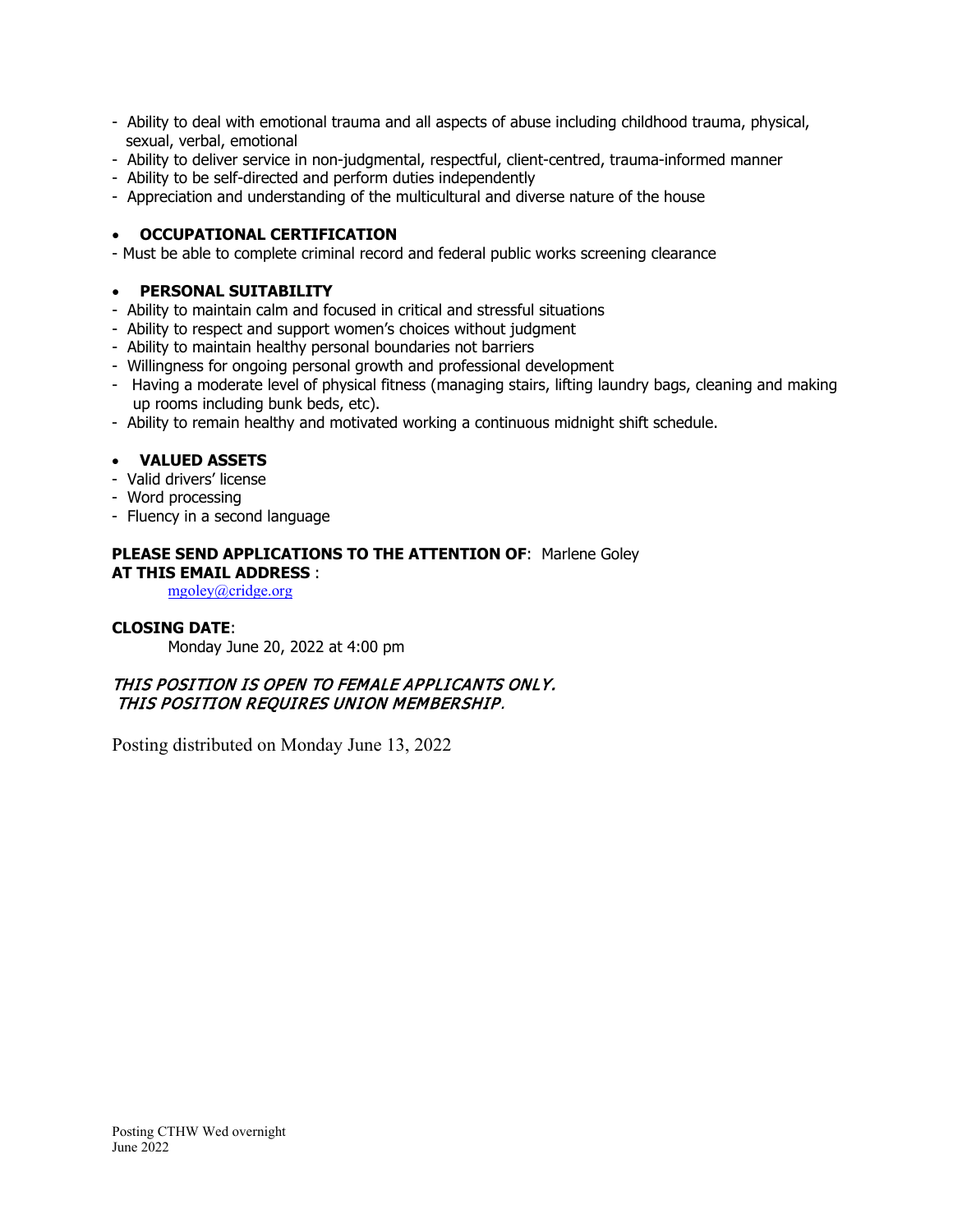- Ability to deal with emotional trauma and all aspects of abuse including childhood trauma, physical, sexual, verbal, emotional
- Ability to deliver service in non-judgmental, respectful, client-centred, trauma-informed manner
- Ability to be self-directed and perform duties independently
- Appreciation and understanding of the multicultural and diverse nature of the house

- **OCCUPATIONAL CERTIFICATION**

- Must be able to complete criminal record and federal public works screening clearance

- **PERSONAL SUITABILITY**

- Ability to maintain calm and focused in critical and stressful situations
- Ability to respect and support women's choices without judgment
- Ability to maintain healthy personal boundaries not barriers
- Willingness for ongoing personal growth and professional development
- Having a moderate level of physical fitness (managing stairs, lifting laundry bags, cleaning and making up rooms including bunk beds, etc).
- Ability to remain healthy and motivated working a continuous midnight shift schedule.

- **VALUED ASSETS**

- Valid drivers' license
- Word processing
- Fluency in a second language

**PLEASE SEND APPLICATIONS TO THE ATTENTION OF**: Marlene Goley
**AT THIS EMAIL ADDRESS** :

mgoley@cridge.org

**CLOSING DATE**:

Monday June 20, 2022 at 4:00 pm

*THIS POSITION IS OPEN TO FEMALE APPLICANTS ONLY.*
*THIS POSITION REQUIRES UNION MEMBERSHIP.*

Posting distributed on Monday June 13, 2022